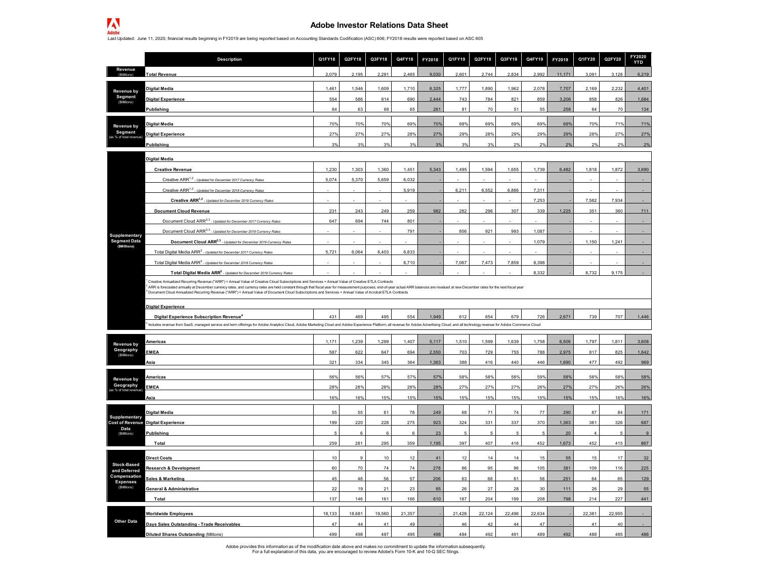# Adobe Investor Relations Data Sheet

Last Updated: June 11, 2020; financial results beginning in FY2019 are being reported based on Accounting Standards Codification (ASC) 606; FY2018 results were reported based on ASC 605

| | Description | Q1FY18 | Q2FY18 | Q3FY18 | Q4FY18 | FY2018 | Q1FY19 | Q2FY19 | Q3FY19 | Q4FY19 | FY2019 | Q1FY20 | Q2FY20 | FY2020 YTD |
|---|---|---|---|---|---|---|---|---|---|---|---|---|---|---|
| Revenue ($Millions) | Total Revenue | 2,079 | 2,195 | 2,291 | 2,465 | 9,030 | 2,601 | 2,744 | 2,834 | 2,992 | 11,171 | 3,091 | 3,128 | 6,219 |
| Revenue by Segment ($Millions) | Digital Media | 1,461 | 1,546 | 1,609 | 1,710 | 6,325 | 1,777 | 1,890 | 1,962 | 2,078 | 7,707 | 2,169 | 2,232 | 4,401 |
| | Digital Experience | 554 | 586 | 614 | 690 | 2,444 | 743 | 784 | 821 | 859 | 3,206 | 858 | 826 | 1,684 |
| | Publishing | 64 | 63 | 68 | 65 | 261 | 81 | 70 | 51 | 55 | 258 | 64 | 70 | 134 |
| Revenue by Segment (as % of total revenue) | Digital Media | 70% | 70% | 70% | 69% | 70% | 68% | 69% | 69% | 69% | 69% | 70% | 71% | 71% |
| | Digital Experience | 27% | 27% | 27% | 28% | 27% | 29% | 28% | 29% | 29% | 29% | 28% | 27% | 27% |
| | Publishing | 3% | 3% | 3% | 3% | 3% | 3% | 3% | 2% | 2% | 2% | 2% | 2% | 2% |
| Supplementary Segment Data ($Millions) | **Digital Media** | | | | | | | | | | | | | |
| | Creative Revenue | 1,230 | 1,303 | 1,360 | 1,451 | 5,343 | 1,495 | 1,594 | 1,655 | 1,739 | 6,482 | 1,818 | 1,872 | 3,690 |
| | Creative ARR[1,2] - *Updated for December 2017 Currency Rates* | 5,074 | 5,370 | 5,659 | 6,032 | - | - | - | - | - | - | - | - | - |
| | Creative ARR[1,2] - *Updated for December 2018 Currency Rates* | - | - | - | 5,919 | - | 6,211 | 6,552 | 6,866 | 7,311 | - | - | - | - |
| | **Creative ARR[1,2]** - *Updated for December 2019 Currency Rates* | - | - | - | - | - | - | - | - | 7,253 | - | 7,582 | 7,934 | - |
| | Document Cloud Revenue | 231 | 243 | 249 | 259 | 982 | 282 | 296 | 307 | 339 | 1,225 | 351 | 360 | 711 |
| | Document Cloud ARR[2,3] - *Updated for December 2017 Currency Rates* | 647 | 694 | 744 | 801 | - | - | - | - | - | - | - | - | - |
| | Document Cloud ARR[2,3] - *Updated for December 2018 Currency Rates* | - | - | - | 791 | - | 856 | 921 | 993 | 1,087 | - | - | - | - |
| | **Document Cloud ARR[2,3]** - *Updated for December 2019 Currency Rates* | - | - | - | - | - | - | - | - | 1,079 | - | 1,150 | 1,241 | - |
| | Total Digital Media ARR[2] - *Updated for December 2017 Currency Rates* | 5,721 | 6,064 | 6,403 | 6,833 | - | - | - | - | - | - | - | - | - |
| | Total Digital Media ARR[2] - *Updated for December 2018 Currency Rates* | - | - | - | 6,710 | - | 7,067 | 7,473 | 7,859 | 8,398 | - | - | - | - |
| | **Total Digital Media ARR[2]** - *Updated for December 2019 Currency Rates* | - | - | - | - | - | - | - | - | 8,332 | - | 8,732 | 9,175 | - |
| | **Digital Experience** | | | | | | | | | | | | | |
| | Digital Experience Subscription Revenue[4] | 431 | 469 | 495 | 554 | 1,949 | 612 | 654 | 679 | 726 | 2,671 | 739 | 707 | 1,446 |
| Revenue by Geography ($Millions) | Americas | 1,171 | 1,239 | 1,299 | 1,407 | 5,117 | 1,510 | 1,599 | 1,639 | 1,758 | 6,506 | 1,797 | 1,811 | 3,608 |
| | EMEA | 587 | 622 | 647 | 694 | 2,550 | 703 | 729 | 755 | 788 | 2,975 | 817 | 825 | 1,642 |
| | Asia | 321 | 334 | 345 | 364 | 1,363 | 388 | 416 | 440 | 446 | 1,690 | 477 | 492 | 969 |
| Revenue by Geography (as % of total revenue) | Americas | 56% | 56% | 57% | 57% | 57% | 58% | 58% | 58% | 59% | 58% | 58% | 58% | 58% |
| | EMEA | 28% | 28% | 28% | 28% | 28% | 27% | 27% | 27% | 26% | 27% | 27% | 26% | 26% |
| | Asia | 16% | 16% | 15% | 15% | 15% | 15% | 15% | 15% | 15% | 15% | 15% | 16% | 16% |
| Supplementary Cost of Revenue Data ($Millions) | Digital Media | 55 | 55 | 61 | 78 | 249 | 68 | 71 | 74 | 77 | 290 | 87 | 84 | 171 |
| | Digital Experience | 199 | 220 | 228 | 275 | 923 | 324 | 331 | 337 | 370 | 1,363 | 361 | 326 | 687 |
| | Publishing | 5 | 6 | 6 | 6 | 23 | 5 | 5 | 5 | 5 | 20 | 4 | 5 | 9 |
| | Total | 259 | 281 | 295 | 359 | 1,195 | 397 | 407 | 416 | 452 | 1,673 | 452 | 415 | 867 |
| Stock-Based and Deferred Compensation Expenses ($Millions) | Direct Costs | 10 | 9 | 10 | 12 | 41 | 12 | 14 | 14 | 15 | 55 | 15 | 17 | 32 |
| | Research & Development | 60 | 70 | 74 | 74 | 278 | 86 | 95 | 96 | 105 | 381 | 109 | 116 | 225 |
| | Sales & Marketing | 45 | 48 | 56 | 57 | 206 | 63 | 68 | 61 | 58 | 251 | 64 | 65 | 129 |
| | General & Administrative | 22 | 19 | 21 | 23 | 85 | 26 | 27 | 28 | 30 | 111 | 26 | 29 | 55 |
| | Total | 137 | 146 | 161 | 166 | 610 | 187 | 204 | 199 | 208 | 798 | 214 | 227 | 441 |
| Other Data | Worldwide Employees | 18,133 | 18,681 | 19,560 | 21,357 | - | 21,428 | 22,124 | 22,496 | 22,634 | - | 22,381 | 22,955 | - |
| | Days Sales Outstanding - Trade Receivables | 47 | 44 | 41 | 49 | - | 46 | 42 | 44 | 47 | - | 41 | 40 | - |
| | Diluted Shares Outstanding (Millions) | 499 | 498 | 497 | 495 | 498 | 494 | 492 | 491 | 489 | 492 | 488 | 485 | 486 |

[1] Creative Annualized Recurring Revenue ("ARR") = Annual Value of Creative Cloud Subscriptions and Services + Annual Value of Creative ETLA Contracts

[2] ARR is forecasted annually at December currency rates, and currency rates are held constant through that fiscal year for measurement purposes; end-of-year actual ARR balances are revalued at new December rates for the next fiscal year

[3] Document Cloud Annualized Recurring Revenue ("ARR") = Annual Value of Document Cloud Subscriptions and Services + Annual Value of Acrobat ETLA Contracts

[4] Includes revenue from SaaS, managed service and term offerings for Adobe Analytics Cloud, Adobe Marketing Cloud and Adobe Experience Platform; all revenue for Adobe Advertising Cloud; and all technology revenue for Adobe Commerce Cloud

Adobe provides this information as of the modification date above and makes no commitment to update the information subsequently.
For a full explanation of this data, you are encouraged to review Adobe's Form 10-K and 10-Q SEC filings.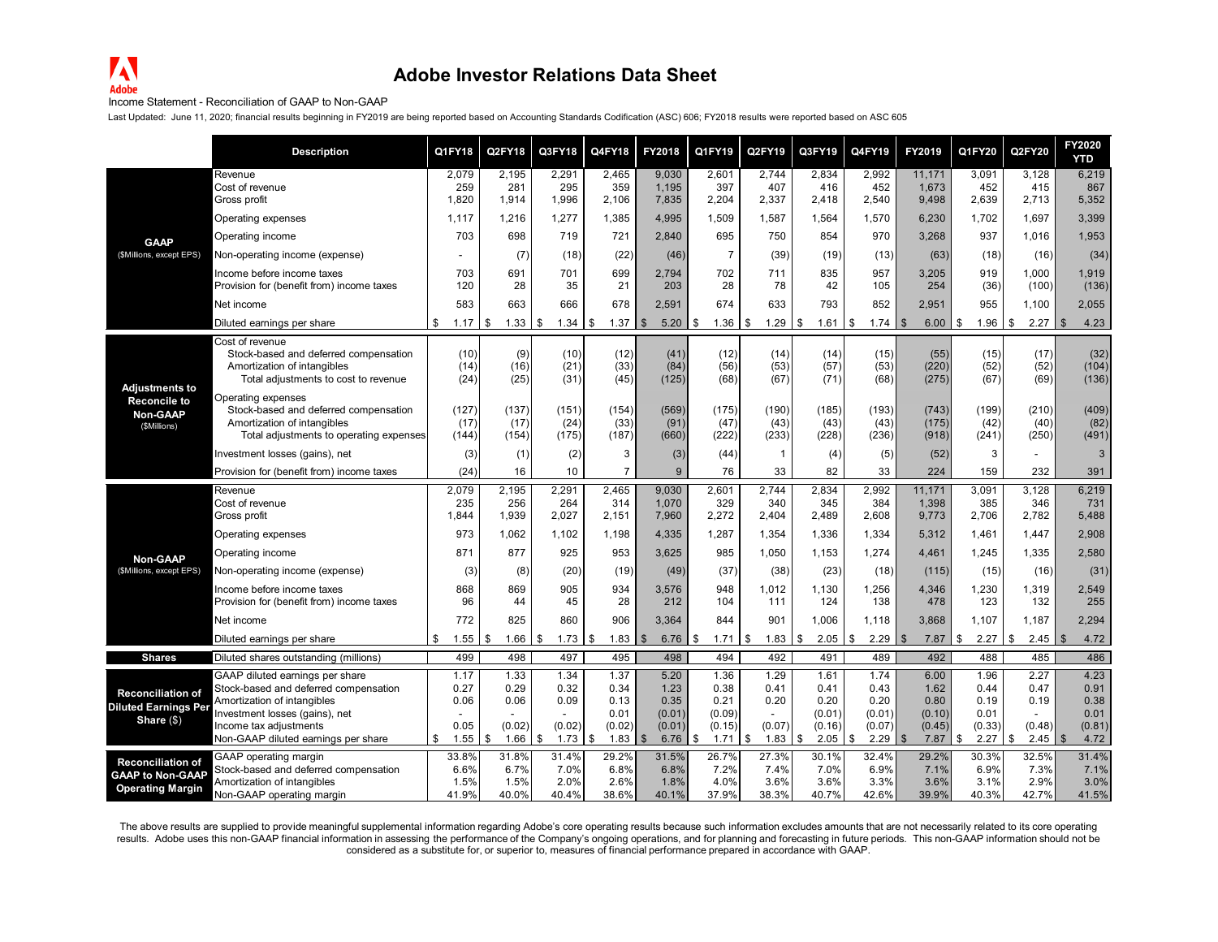# Adobe Investor Relations Data Sheet

Income Statement - Reconciliation of GAAP to Non-GAAP

Last Updated: June 11, 2020; financial results beginning in FY2019 are being reported based on Accounting Standards Codification (ASC) 606; FY2018 results were reported based on ASC 605

| | Description | Q1FY18 | Q2FY18 | Q3FY18 | Q4FY18 | FY2018 | Q1FY19 | Q2FY19 | Q3FY19 | Q4FY19 | FY2019 | Q1FY20 | Q2FY20 | FY2020 YTD |
|---|---|---|---|---|---|---|---|---|---|---|---|---|---|---|
| **GAAP** ($Millions, except EPS) | Revenue | 2,079 | 2,195 | 2,291 | 2,465 | 9,030 | 2,601 | 2,744 | 2,834 | 2,992 | 11,171 | 3,091 | 3,128 | 6,219 |
| | Cost of revenue | 259 | 281 | 295 | 359 | 1,195 | 397 | 407 | 416 | 452 | 1,673 | 452 | 415 | 867 |
| | Gross profit | 1,820 | 1,914 | 1,996 | 2,106 | 7,835 | 2,204 | 2,337 | 2,418 | 2,540 | 9,498 | 2,639 | 2,713 | 5,352 |
| | Operating expenses | 1,117 | 1,216 | 1,277 | 1,385 | 4,995 | 1,509 | 1,587 | 1,564 | 1,570 | 6,230 | 1,702 | 1,697 | 3,399 |
| | Operating income | 703 | 698 | 719 | 721 | 2,840 | 695 | 750 | 854 | 970 | 3,268 | 937 | 1,016 | 1,953 |
| | Non-operating income (expense) | - | (7) | (18) | (22) | (46) | 7 | (39) | (19) | (13) | (63) | (18) | (16) | (34) |
| | Income before income taxes | 703 | 691 | 701 | 699 | 2,794 | 702 | 711 | 835 | 957 | 3,205 | 919 | 1,000 | 1,919 |
| | Provision for (benefit from) income taxes | 120 | 28 | 35 | 21 | 203 | 28 | 78 | 42 | 105 | 254 | (36) | (100) | (136) |
| | Net income | 583 | 663 | 666 | 678 | 2,591 | 674 | 633 | 793 | 852 | 2,951 | 955 | 1,100 | 2,055 |
| | Diluted earnings per share | $ 1.17 | $ 1.33 | $ 1.34 | $ 1.37 | $ 5.20 | $ 1.36 | $ 1.29 | $ 1.61 | $ 1.74 | $ 6.00 | $ 1.96 | $ 2.27 | $ 4.23 |
| **Adjustments to Reconcile to Non-GAAP** ($Millions) | Cost of revenue | | | | | | | | | | | | | |
| | Stock-based and deferred compensation | (10) | (9) | (10) | (12) | (41) | (12) | (14) | (14) | (15) | (55) | (15) | (17) | (32) |
| | Amortization of intangibles | (14) | (16) | (21) | (33) | (84) | (56) | (53) | (57) | (53) | (220) | (52) | (52) | (104) |
| | Total adjustments to cost to revenue | (24) | (25) | (31) | (45) | (125) | (68) | (67) | (71) | (68) | (275) | (67) | (69) | (136) |
| | Operating expenses | | | | | | | | | | | | | |
| | Stock-based and deferred compensation | (127) | (137) | (151) | (154) | (569) | (175) | (190) | (185) | (193) | (743) | (199) | (210) | (409) |
| | Amortization of intangibles | (17) | (17) | (24) | (33) | (91) | (47) | (43) | (43) | (43) | (175) | (42) | (40) | (82) |
| | Total adjustments to operating expenses | (144) | (154) | (175) | (187) | (660) | (222) | (233) | (228) | (236) | (918) | (241) | (250) | (491) |
| | Investment losses (gains), net | (3) | (1) | (2) | 3 | (3) | (44) | 1 | (4) | (5) | (52) | 3 | - | 3 |
| | Provision for (benefit from) income taxes | (24) | 16 | 10 | 7 | 9 | 76 | 33 | 82 | 33 | 224 | 159 | 232 | 391 |
| **Non-GAAP** ($Millions, except EPS) | Revenue | 2,079 | 2,195 | 2,291 | 2,465 | 9,030 | 2,601 | 2,744 | 2,834 | 2,992 | 11,171 | 3,091 | 3,128 | 6,219 |
| | Cost of revenue | 235 | 256 | 264 | 314 | 1,070 | 329 | 340 | 345 | 384 | 1,398 | 385 | 346 | 731 |
| | Gross profit | 1,844 | 1,939 | 2,027 | 2,151 | 7,960 | 2,272 | 2,404 | 2,489 | 2,608 | 9,773 | 2,706 | 2,782 | 5,488 |
| | Operating expenses | 973 | 1,062 | 1,102 | 1,198 | 4,335 | 1,287 | 1,354 | 1,336 | 1,334 | 5,312 | 1,461 | 1,447 | 2,908 |
| | Operating income | 871 | 877 | 925 | 953 | 3,625 | 985 | 1,050 | 1,153 | 1,274 | 4,461 | 1,245 | 1,335 | 2,580 |
| | Non-operating income (expense) | (3) | (8) | (20) | (19) | (49) | (37) | (38) | (23) | (18) | (115) | (15) | (16) | (31) |
| | Income before income taxes | 868 | 869 | 905 | 934 | 3,576 | 948 | 1,012 | 1,130 | 1,256 | 4,346 | 1,230 | 1,319 | 2,549 |
| | Provision for (benefit from) income taxes | 96 | 44 | 45 | 28 | 212 | 104 | 111 | 124 | 138 | 478 | 123 | 132 | 255 |
| | Net income | 772 | 825 | 860 | 906 | 3,364 | 844 | 901 | 1,006 | 1,118 | 3,868 | 1,107 | 1,187 | 2,294 |
| | Diluted earnings per share | $ 1.55 | $ 1.66 | $ 1.73 | $ 1.83 | $ 6.76 | $ 1.71 | $ 1.83 | $ 2.05 | $ 2.29 | $ 7.87 | $ 2.27 | $ 2.45 | $ 4.72 |
| **Shares** | Diluted shares outstanding (millions) | 499 | 498 | 497 | 495 | 498 | 494 | 492 | 491 | 489 | 492 | 488 | 485 | 486 |
| **Reconciliation of Diluted Earnings Per Share** ($) | GAAP diluted earnings per share | 1.17 | 1.33 | 1.34 | 1.37 | 5.20 | 1.36 | 1.29 | 1.61 | 1.74 | 6.00 | 1.96 | 2.27 | 4.23 |
| | Stock-based and deferred compensation | 0.27 | 0.29 | 0.32 | 0.34 | 1.23 | 0.38 | 0.41 | 0.41 | 0.43 | 1.62 | 0.44 | 0.47 | 0.91 |
| | Amortization of intangibles | 0.06 | 0.06 | 0.09 | 0.13 | 0.35 | 0.21 | 0.20 | 0.20 | 0.20 | 0.80 | 0.19 | 0.19 | 0.38 |
| | Investment losses (gains), net | - | - | - | 0.01 | (0.01) | (0.09) | - | (0.01) | (0.01) | (0.10) | 0.01 | - | 0.01 |
| | Income tax adjustments | 0.05 | (0.02) | (0.02) | (0.02) | (0.01) | (0.15) | (0.07) | (0.16) | (0.07) | (0.45) | (0.33) | (0.48) | (0.81) |
| | Non-GAAP diluted earnings per share | $ 1.55 | $ 1.66 | $ 1.73 | $ 1.83 | $ 6.76 | $ 1.71 | $ 1.83 | $ 2.05 | $ 2.29 | $ 7.87 | $ 2.27 | $ 2.45 | $ 4.72 |
| **Reconciliation of GAAP to Non-GAAP Operating Margin** | GAAP operating margin | 33.8% | 31.8% | 31.4% | 29.2% | 31.5% | 26.7% | 27.3% | 30.1% | 32.4% | 29.2% | 30.3% | 32.5% | 31.4% |
| | Stock-based and deferred compensation | 6.6% | 6.7% | 7.0% | 6.8% | 6.8% | 7.2% | 7.4% | 7.0% | 6.9% | 7.1% | 6.9% | 7.3% | 7.1% |
| | Amortization of intangibles | 1.5% | 1.5% | 2.0% | 2.6% | 1.8% | 4.0% | 3.6% | 3.6% | 3.3% | 3.6% | 3.1% | 2.9% | 3.0% |
| | Non-GAAP operating margin | 41.9% | 40.0% | 40.4% | 38.6% | 40.1% | 37.9% | 38.3% | 40.7% | 42.6% | 39.9% | 40.3% | 42.7% | 41.5% |

The above results are supplied to provide meaningful supplemental information regarding Adobe's core operating results because such information excludes amounts that are not necessarily related to its core operating results. Adobe uses this non-GAAP financial information in assessing the performance of the Company's ongoing operations, and for planning and forecasting in future periods. This non-GAAP information should not be considered as a substitute for, or superior to, measures of financial performance prepared in accordance with GAAP.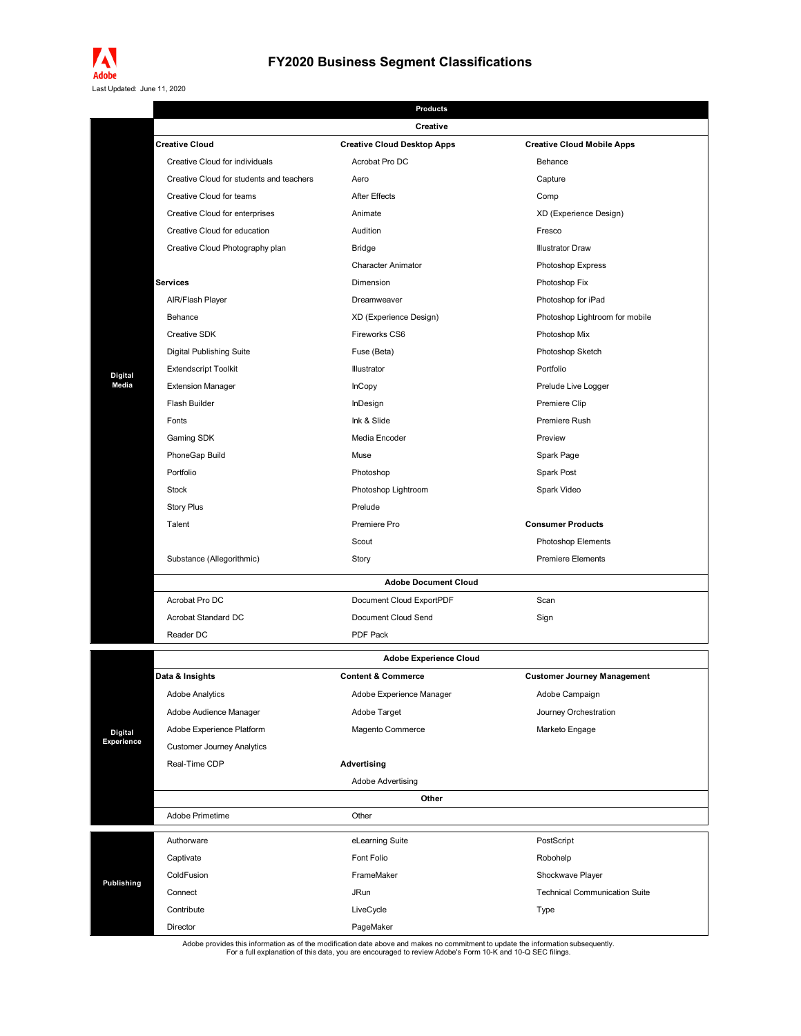# FY2020 Business Segment Classifications

Adobe

Last Updated: June 11, 2020

| | Products | | |
|---|---|---|---|
| **Digital Media** | **Creative** | | |
| | **Creative Cloud** | **Creative Cloud Desktop Apps** | **Creative Cloud Mobile Apps** |
| | Creative Cloud for individuals | Acrobat Pro DC | Behance |
| | Creative Cloud for students and teachers | Aero | Capture |
| | Creative Cloud for teams | After Effects | Comp |
| | Creative Cloud for enterprises | Animate | XD (Experience Design) |
| | Creative Cloud for education | Audition | Fresco |
| | Creative Cloud Photography plan | Bridge | Illustrator Draw |
| | | Character Animator | Photoshop Express |
| | **Services** | Dimension | Photoshop Fix |
| | AIR/Flash Player | Dreamweaver | Photoshop for iPad |
| | Behance | XD (Experience Design) | Photoshop Lightroom for mobile |
| | Creative SDK | Fireworks CS6 | Photoshop Mix |
| | Digital Publishing Suite | Fuse (Beta) | Photoshop Sketch |
| | Extendscript Toolkit | Illustrator | Portfolio |
| | Extension Manager | InCopy | Prelude Live Logger |
| | Flash Builder | InDesign | Premiere Clip |
| | Fonts | Ink & Slide | Premiere Rush |
| | Gaming SDK | Media Encoder | Preview |
| | PhoneGap Build | Muse | Spark Page |
| | Portfolio | Photoshop | Spark Post |
| | Stock | Photoshop Lightroom | Spark Video |
| | Story Plus | Prelude | |
| | Talent | Premiere Pro | **Consumer Products** |
| | | Scout | Photoshop Elements |
| | Substance (Allegorithmic) | Story | Premiere Elements |
| | **Adobe Document Cloud** | | |
| | Acrobat Pro DC | Document Cloud ExportPDF | Scan |
| | Acrobat Standard DC | Document Cloud Send | Sign |
| | Reader DC | PDF Pack | |
| **Digital Experience** | **Adobe Experience Cloud** | | |
| | **Data & Insights** | **Content & Commerce** | **Customer Journey Management** |
| | Adobe Analytics | Adobe Experience Manager | Adobe Campaign |
| | Adobe Audience Manager | Adobe Target | Journey Orchestration |
| | Adobe Experience Platform | Magento Commerce | Marketo Engage |
| | Customer Journey Analytics | | |
| | Real-Time CDP | **Advertising** | |
| | | Adobe Advertising | |
| | **Other** | | |
| | Adobe Primetime | Other | |
| **Publishing** | Authorware | eLearning Suite | PostScript |
| | Captivate | Font Folio | Robohelp |
| | ColdFusion | FrameMaker | Shockwave Player |
| | Connect | JRun | Technical Communication Suite |
| | Contribute | LiveCycle | Type |
| | Director | PageMaker | |

Adobe provides this information as of the modification date above and makes no commitment to update the information subsequently.
For a full explanation of this data, you are encouraged to review Adobe's Form 10-K and 10-Q SEC filings.